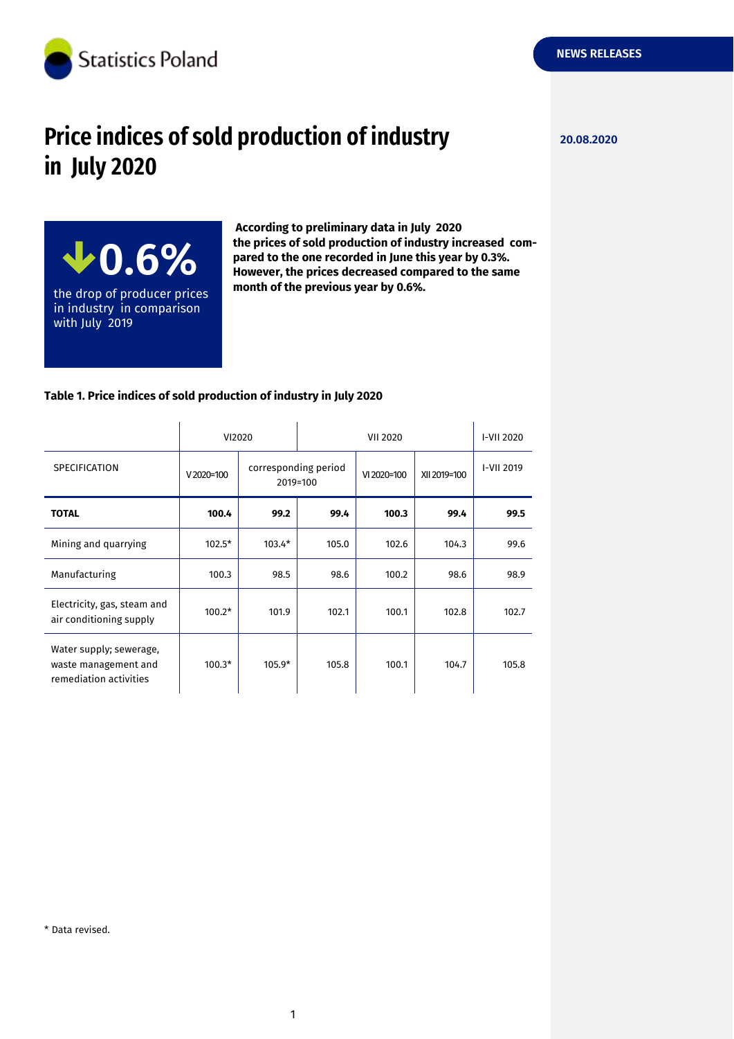Statistics Poland

NEWS RELEASES

20.08.2020

# Price indices of sold production of industry in July 2020

**0.6%**

the drop of producer prices in industry in comparison with July 2019

**According to preliminary data in July 2020 the prices of sold production of industry increased compared to the one recorded in June this year by 0.3%. However, the prices decreased compared to the same month of the previous year by 0.6%.**

**Table 1. Price indices of sold production of industry in July 2020**

| SPECIFICATION | VI2020 | | VII 2020 | | | I-VII 2020 |
|---|---|---|---|---|---|---|
| | V 2020=100 | corresponding period 2019=100 | | VI 2020=100 | XII 2019=100 | I-VII 2019 |
| **TOTAL** | **100.4** | **99.2** | **99.4** | **100.3** | **99.4** | **99.5** |
| Mining and quarrying | 102.5* | 103.4* | 105.0 | 102.6 | 104.3 | 99.6 |
| Manufacturing | 100.3 | 98.5 | 98.6 | 100.2 | 98.6 | 98.9 |
| Electricity, gas, steam and air conditioning supply | 100.2* | 101.9 | 102.1 | 100.1 | 102.8 | 102.7 |
| Water supply; sewerage, waste management and remediation activities | 100.3* | 105.9* | 105.8 | 100.1 | 104.7 | 105.8 |

* Data revised.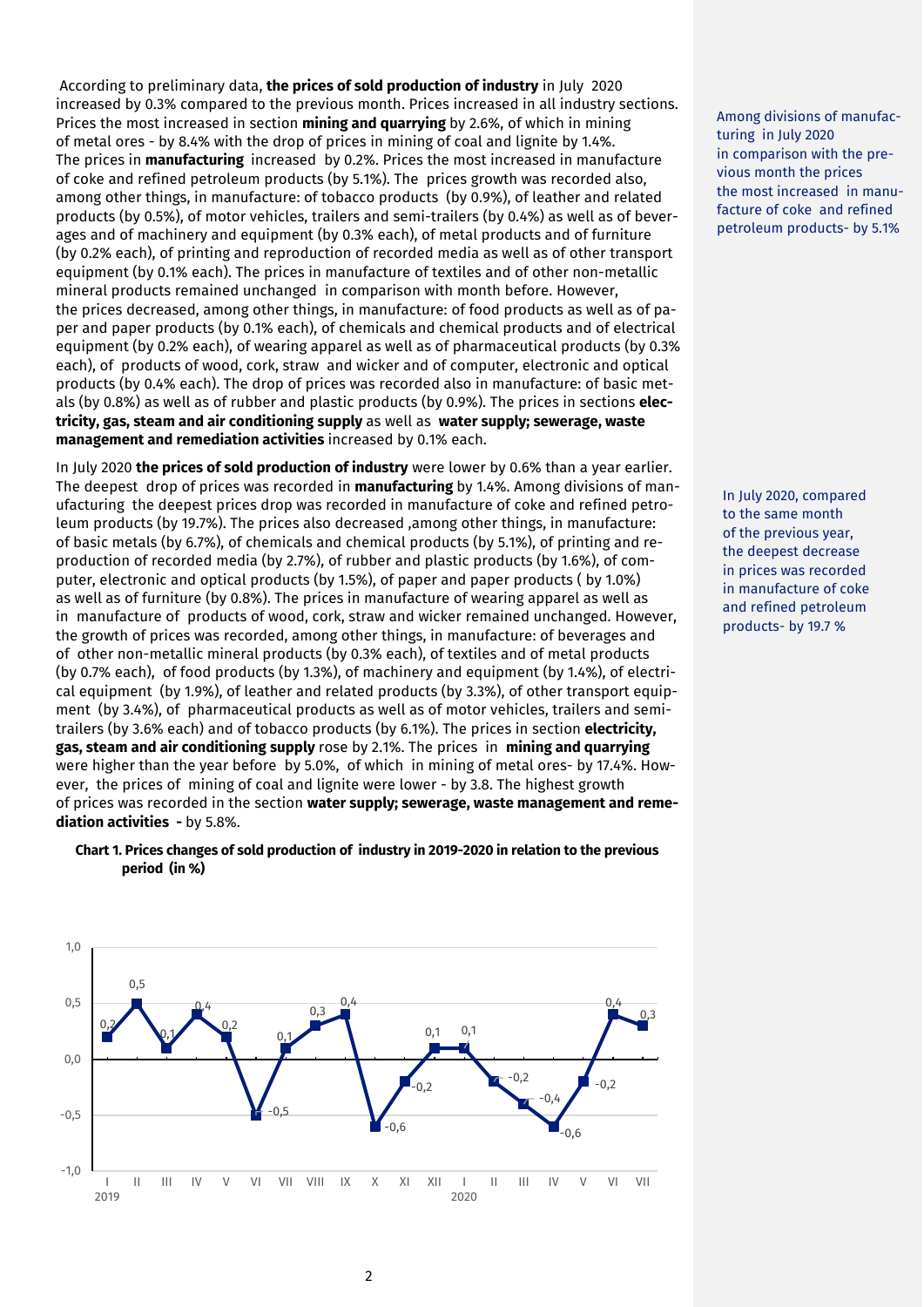According to preliminary data, **the prices of sold production of industry** in July 2020 increased by 0.3% compared to the previous month. Prices increased in all industry sections. Prices the most increased in section **mining and quarrying** by 2.6%, of which in mining of metal ores - by 8.4% with the drop of prices in mining of coal and lignite by 1.4%. The prices in **manufacturing** increased by 0.2%. Prices the most increased in manufacture of coke and refined petroleum products (by 5.1%). The prices growth was recorded also, among other things, in manufacture: of tobacco products (by 0.9%), of leather and related products (by 0.5%), of motor vehicles, trailers and semi-trailers (by 0.4%) as well as of beverages and of machinery and equipment (by 0.3% each), of metal products and of furniture (by 0.2% each), of printing and reproduction of recorded media as well as of other transport equipment (by 0.1% each). The prices in manufacture of textiles and of other non-metallic mineral products remained unchanged in comparison with month before. However, the prices decreased, among other things, in manufacture: of food products as well as of paper and paper products (by 0.1% each), of chemicals and chemical products and of electrical equipment (by 0.2% each), of wearing apparel as well as of pharmaceutical products (by 0.3% each), of products of wood, cork, straw and wicker and of computer, electronic and optical products (by 0.4% each). The drop of prices was recorded also in manufacture: of basic metals (by 0.8%) as well as of rubber and plastic products (by 0.9%). The prices in sections **electricity, gas, steam and air conditioning supply** as well as **water supply; sewerage, waste management and remediation activities** increased by 0.1% each.

Among divisions of manufacturing in July 2020 in comparison with the previous month the prices the most increased in manufacture of coke and refined petroleum products- by 5.1%

In July 2020 **the prices of sold production of industry** were lower by 0.6% than a year earlier. The deepest drop of prices was recorded in **manufacturing** by 1.4%. Among divisions of manufacturing the deepest prices drop was recorded in manufacture of coke and refined petroleum products (by 19.7%). The prices also decreased ,among other things, in manufacture: of basic metals (by 6.7%), of chemicals and chemical products (by 5.1%), of printing and reproduction of recorded media (by 2.7%), of rubber and plastic products (by 1.6%), of computer, electronic and optical products (by 1.5%), of paper and paper products ( by 1.0%) as well as of furniture (by 0.8%). The prices in manufacture of wearing apparel as well as in manufacture of products of wood, cork, straw and wicker remained unchanged. However, the growth of prices was recorded, among other things, in manufacture: of beverages and of other non-metallic mineral products (by 0.3% each), of textiles and of metal products (by 0.7% each), of food products (by 1.3%), of machinery and equipment (by 1.4%), of electrical equipment (by 1.9%), of leather and related products (by 3.3%), of other transport equipment (by 3.4%), of pharmaceutical products as well as of motor vehicles, trailers and semi-trailers (by 3.6% each) and of tobacco products (by 6.1%). The prices in section **electricity, gas, steam and air conditioning supply** rose by 2.1%. The prices in **mining and quarrying** were higher than the year before by 5.0%, of which in mining of metal ores- by 17.4%. However, the prices of mining of coal and lignite were lower - by 3.8. The highest growth of prices was recorded in the section **water supply; sewerage, waste management and remediation activities -** by 5.8%.

In July 2020, compared to the same month of the previous year, the deepest decrease in prices was recorded in manufacture of coke and refined petroleum products- by 19.7 %

**Chart 1. Prices changes of sold production of industry in 2019-2020 in relation to the previous period (in %)**

1,0
0,5
0,0
-0,5
-1,0

0,2 0,5 0,1 0,4 0,2 -0,5 0,1 0,3 0,4 -0,6 -0,2 0,1 0,1 -0,2 -0,4 -0,6 -0,2 0,4 0,3

I II III IV V VI VII VIII IX X XI XII I II III IV V VI VII
2019 2020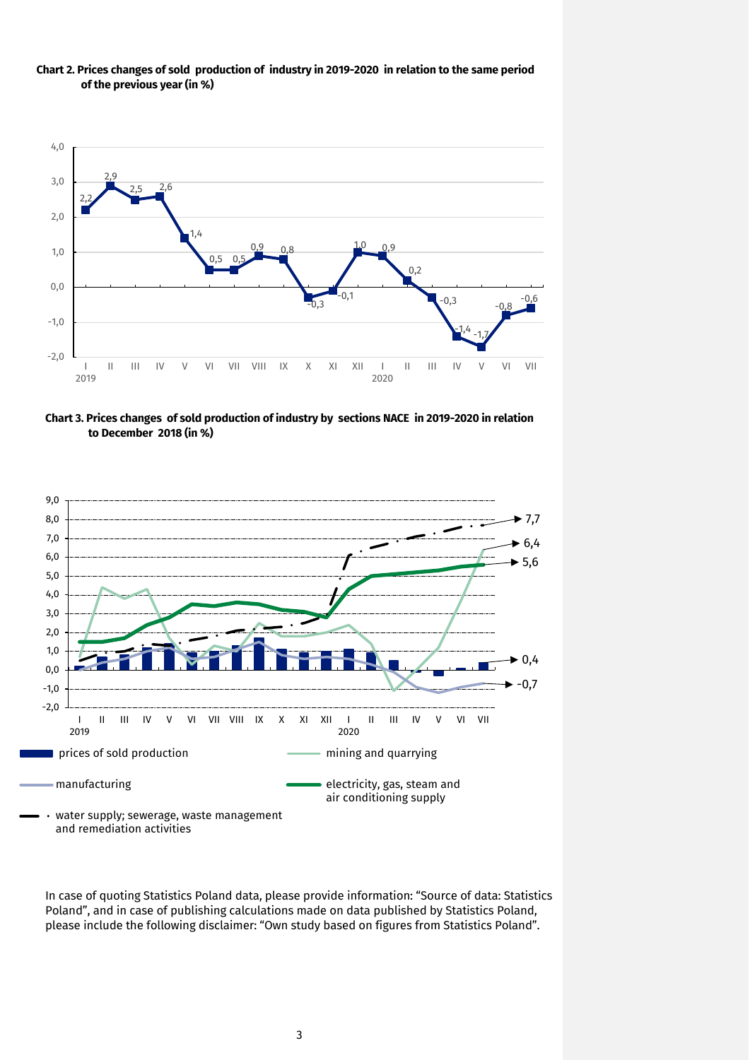**Chart 2. Prices changes of sold production of industry in 2019-2020 in relation to the same period of the previous year (in %)**

4,0
3,0
2,0
1,0
0,0
-1,0
-2,0

2,2
2,9
2,5
2,6
1,4
0,5
0,5
0,9
0,8
-0,3
-0,1
1,0
0,9
0,2
-0,3
-1,4
-1,7
-0,8
-0,6

I II III IV V VI VII VIII IX X XI XII I II III IV V VI VII

2019
2020

**Chart 3. Prices changes of sold production of industry by sections NACE in 2019-2020 in relation to December 2018 (in %)**

9,0
8,0
7,0
6,0
5,0
4,0
3,0
2,0
1,0
0,0
-1,0
-2,0

7,7
6,4
5,6
0,4
-0,7

I II III IV V VI VII VIII IX X XI XII I II III IV V VI VII

2019
2020

prices of sold production
mining and quarrying
manufacturing
electricity, gas, steam and air conditioning supply
water supply; sewerage, waste management and remediation activities

In case of quoting Statistics Poland data, please provide information: "Source of data: Statistics Poland", and in case of publishing calculations made on data published by Statistics Poland, please include the following disclaimer: "Own study based on figures from Statistics Poland".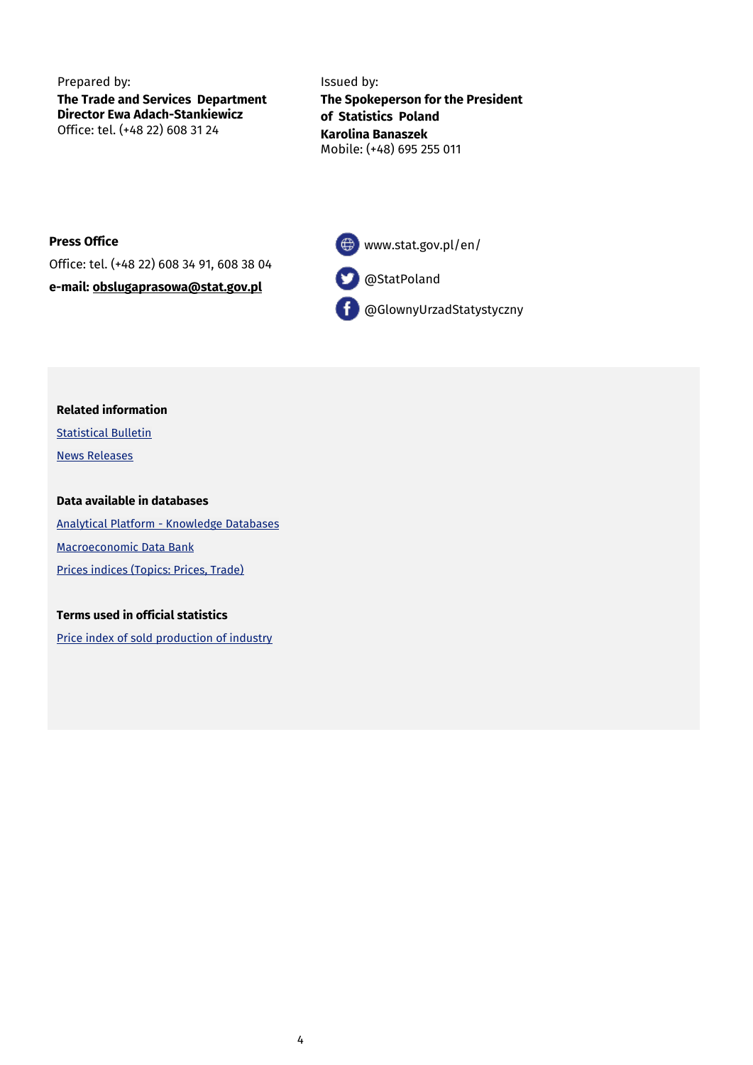Prepared by:
**The Trade and Services Department**
**Director Ewa Adach-Stankiewicz**
Office: tel. (+48 22) 608 31 24

Issued by:
**The Spokeperson for the President of Statistics Poland**
**Karolina Banaszek**
Mobile: (+48) 695 255 011

**Press Office**
Office: tel. (+48 22) 608 34 91, 608 38 04
**e-mail: obslugaprasowa@stat.gov.pl**

www.stat.gov.pl/en/
@StatPoland
@GlownyUrzadStatystyczny

**Related information**

Statistical Bulletin

News Releases

**Data available in databases**

Analytical Platform - Knowledge Databases

Macroeconomic Data Bank

Prices indices (Topics: Prices, Trade)

**Terms used in official statistics**

Price index of sold production of industry